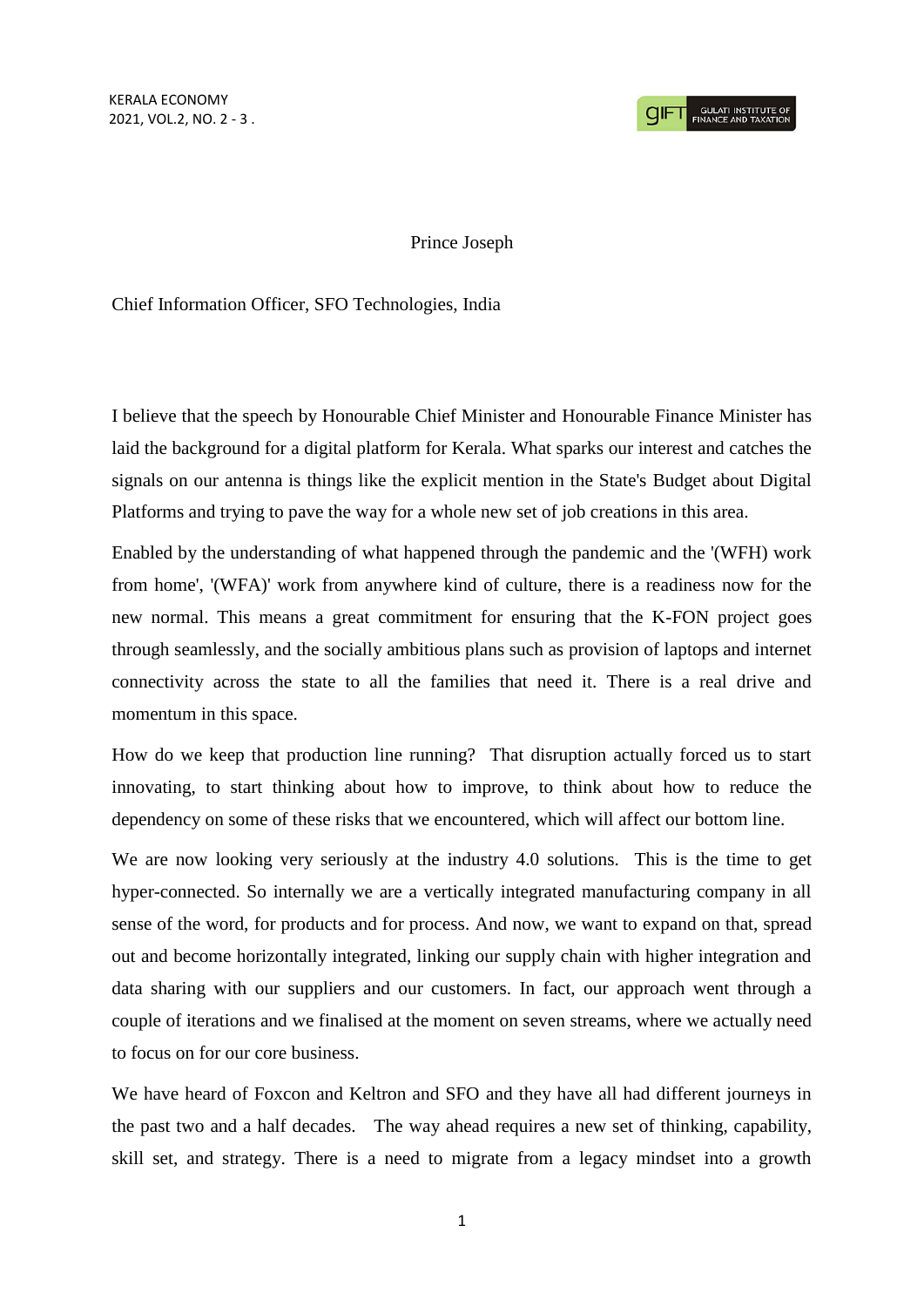Prince Joseph

Chief Information Officer, SFO Technologies, India

I believe that the speech by Honourable Chief Minister and Honourable Finance Minister has laid the background for a digital platform for Kerala. What sparks our interest and catches the signals on our antenna is things like the explicit mention in the State's Budget about Digital Platforms and trying to pave the way for a whole new set of job creations in this area.

Enabled by the understanding of what happened through the pandemic and the '(WFH) work from home', '(WFA)' work from anywhere kind of culture, there is a readiness now for the new normal. This means a great commitment for ensuring that the K-FON project goes through seamlessly, and the socially ambitious plans such as provision of laptops and internet connectivity across the state to all the families that need it. There is a real drive and momentum in this space.

How do we keep that production line running? That disruption actually forced us to start innovating, to start thinking about how to improve, to think about how to reduce the dependency on some of these risks that we encountered, which will affect our bottom line.

We are now looking very seriously at the industry 4.0 solutions. This is the time to get hyper-connected. So internally we are a vertically integrated manufacturing company in all sense of the word, for products and for process. And now, we want to expand on that, spread out and become horizontally integrated, linking our supply chain with higher integration and data sharing with our suppliers and our customers. In fact, our approach went through a couple of iterations and we finalised at the moment on seven streams, where we actually need to focus on for our core business.

We have heard of Foxcon and Keltron and SFO and they have all had different journeys in the past two and a half decades. The way ahead requires a new set of thinking, capability, skill set, and strategy. There is a need to migrate from a legacy mindset into a growth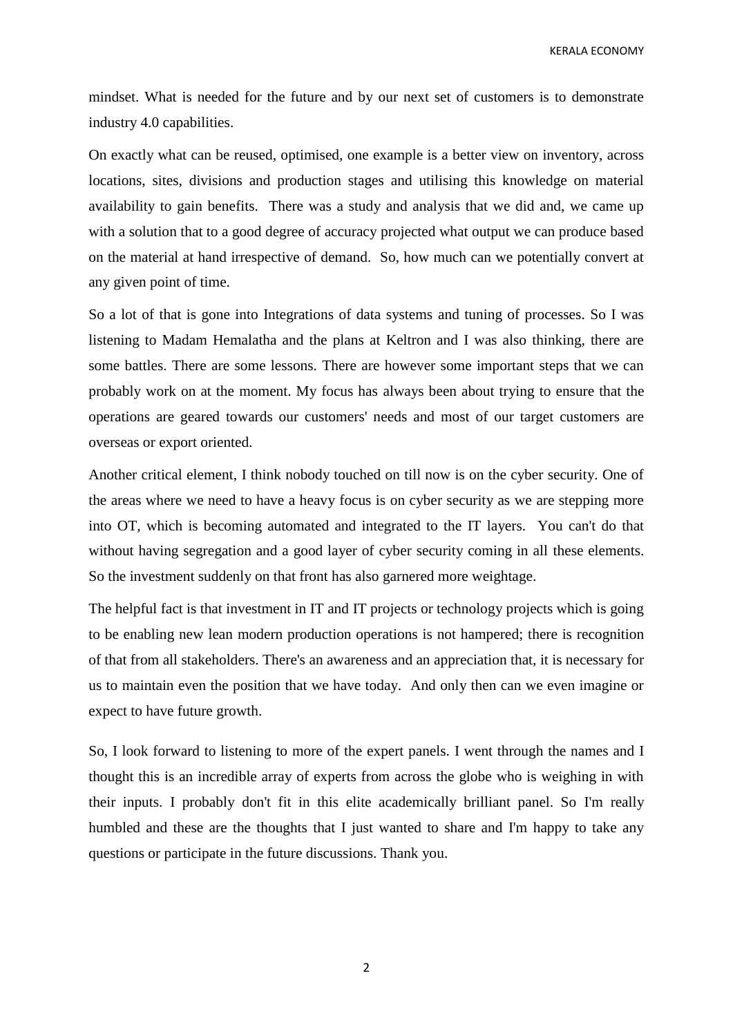mindset. What is needed for the future and by our next set of customers is to demonstrate industry 4.0 capabilities.

On exactly what can be reused, optimised, one example is a better view on inventory, across locations, sites, divisions and production stages and utilising this knowledge on material availability to gain benefits. There was a study and analysis that we did and, we came up with a solution that to a good degree of accuracy projected what output we can produce based on the material at hand irrespective of demand. So, how much can we potentially convert at any given point of time.

So a lot of that is gone into Integrations of data systems and tuning of processes. So I was listening to Madam Hemalatha and the plans at Keltron and I was also thinking, there are some battles. There are some lessons. There are however some important steps that we can probably work on at the moment. My focus has always been about trying to ensure that the operations are geared towards our customers' needs and most of our target customers are overseas or export oriented.

Another critical element, I think nobody touched on till now is on the cyber security. One of the areas where we need to have a heavy focus is on cyber security as we are stepping more into OT, which is becoming automated and integrated to the IT layers. You can't do that without having segregation and a good layer of cyber security coming in all these elements. So the investment suddenly on that front has also garnered more weightage.

The helpful fact is that investment in IT and IT projects or technology projects which is going to be enabling new lean modern production operations is not hampered; there is recognition of that from all stakeholders. There's an awareness and an appreciation that, it is necessary for us to maintain even the position that we have today. And only then can we even imagine or expect to have future growth.

So, I look forward to listening to more of the expert panels. I went through the names and I thought this is an incredible array of experts from across the globe who is weighing in with their inputs. I probably don't fit in this elite academically brilliant panel. So I'm really humbled and these are the thoughts that I just wanted to share and I'm happy to take any questions or participate in the future discussions. Thank you.